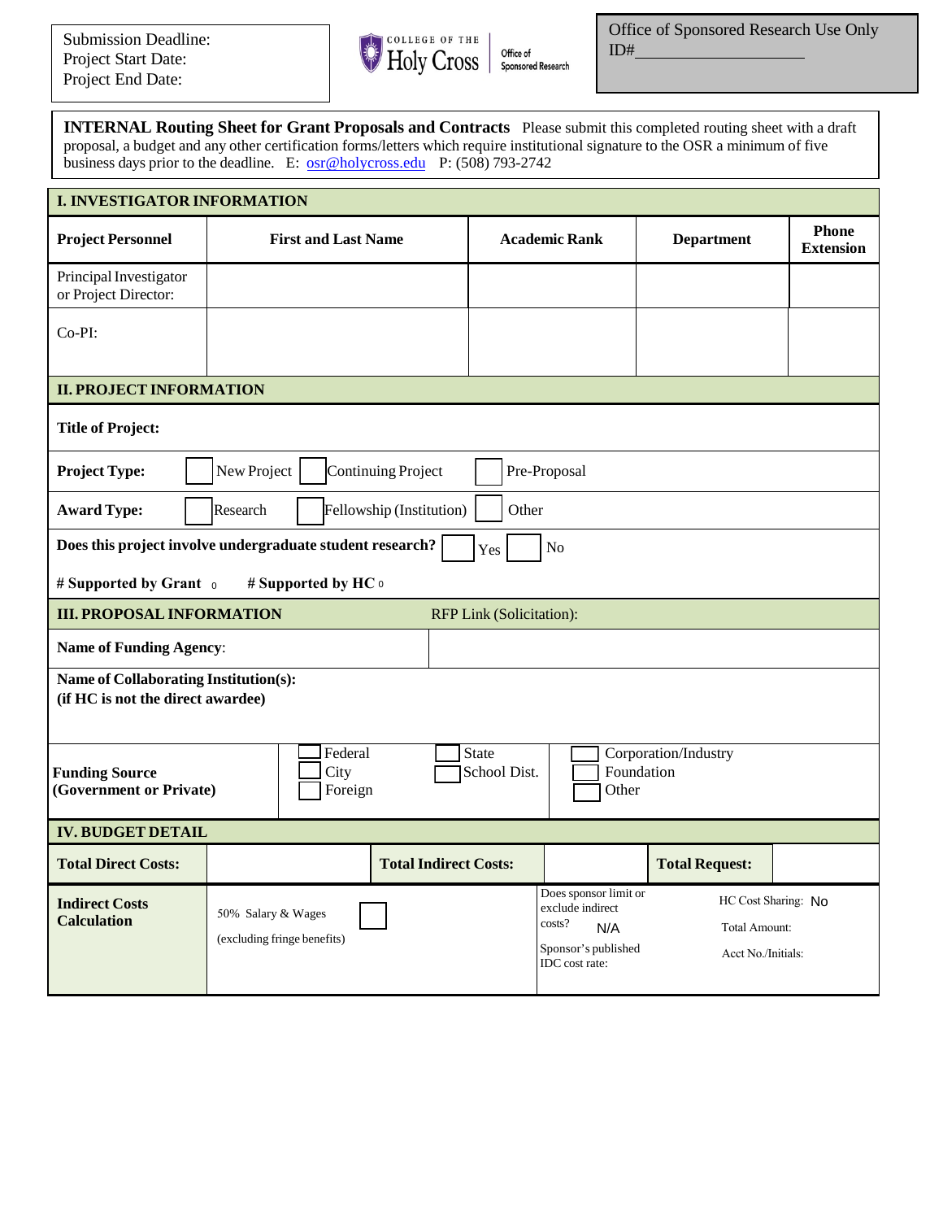Submission Deadline:
Project Start Date:
Project End Date:

College of the Holy Cross | Office of Sponsored Research

Office of Sponsored Research Use Only
ID#___________________

**INTERNAL Routing Sheet for Grant Proposals and Contracts** Please submit this completed routing sheet with a draft proposal, a budget and any other certification forms/letters which require institutional signature to the OSR a minimum of five business days prior to the deadline. E: osr@holycross.edu P: (508) 793-2742

## I. INVESTIGATOR INFORMATION

| Project Personnel | First and Last Name | Academic Rank | Department | Phone Extension |
|---|---|---|---|---|
| Principal Investigator or Project Director: | | | | |
| Co-PI: | | | | |

## II. PROJECT INFORMATION

**Title of Project:**

**Project Type:** ☐ New Project ☐ Continuing Project ☐ Pre-Proposal

**Award Type:** ☐ Research ☐ Fellowship (Institution) ☐ Other

**Does this project involve undergraduate student research?** ☐ Yes ☐ No

**# Supported by Grant** 0 **# Supported by HC** 0

## III. PROPOSAL INFORMATION

RFP Link (Solicitation):

**Name of Funding Agency**:

**Name of Collaborating Institution(s):**
**(if HC is not the direct awardee)**

**Funding Source (Government or Private)**

☐ Federal ☐ State ☐ Corporation/Industry
☐ City ☐ School Dist. ☐ Foundation
☐ Foreign ☐ Other

## IV. BUDGET DETAIL

| Total Direct Costs: | | Total Indirect Costs: | | Total Request: | |
|---|---|---|---|---|---|

**Indirect Costs Calculation**

50% Salary & Wages (excluding fringe benefits) ☐

Does sponsor limit or exclude indirect costs? N/A

Sponsor's published IDC cost rate:

HC Cost Sharing: No

Total Amount:

Acct No./Initials: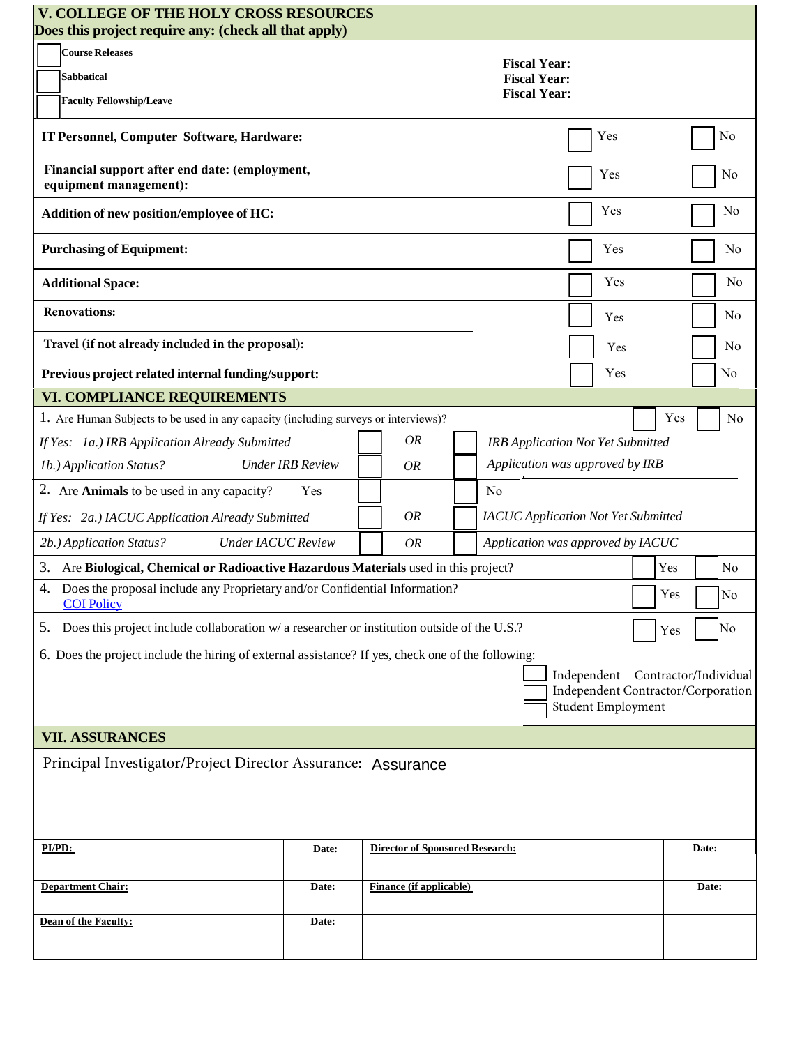## V. COLLEGE OF THE HOLY CROSS RESOURCES

**Does this project require any: (check all that apply)**

| | |
|---|---|
| ☐ **Course Releases** | **Fiscal Year:** |
| ☐ **Sabbatical** | **Fiscal Year:** |
| ☐ **Faculty Fellowship/Leave** | **Fiscal Year:** |

| | | |
|---|---|---|
| **IT Personnel, Computer Software, Hardware:** | ☐ Yes | ☐ No |
| **Financial support after end date: (employment, equipment management):** | ☐ Yes | ☐ No |
| **Addition of new position/employee of HC:** | ☐ Yes | ☐ No |
| **Purchasing of Equipment:** | ☐ Yes | ☐ No |
| **Additional Space:** | ☐ Yes | ☐ No |
| **Renovations:** | ☐ Yes | ☐ No |
| **Travel (if not already included in the proposal):** | ☐ Yes | ☐ No |
| **Previous project related internal funding/support:** | ☐ Yes | ☐ No |

## VI. COMPLIANCE REQUIREMENTS

1. Are Human Subjects to be used in any capacity (including surveys or interviews)? ☐ Yes ☐ No

| | | | |
|---|---|---|---|
| *If Yes: 1a.) IRB Application Already Submitted* | ☐ | *OR* | ☐ *IRB Application Not Yet Submitted* |
| *1b.) Application Status? Under IRB Review* | ☐ | *OR* | ☐ *Application was approved by IRB* |

2. Are **Animals** to be used in any capacity? Yes ☐ No ☐

| | | | |
|---|---|---|---|
| *If Yes: 2a.) IACUC Application Already Submitted* | ☐ | *OR* | ☐ *IACUC Application Not Yet Submitted* |
| *2b.) Application Status? Under IACUC Review* | ☐ | *OR* | ☐ *Application was approved by IACUC* |

3. Are **Biological, Chemical or Radioactive Hazardous Materials** used in this project? ☐ Yes ☐ No

4. Does the proposal include any Proprietary and/or Confidential Information? [COI Policy](#) ☐ Yes ☐ No

5. Does this project include collaboration w/ a researcher or institution outside of the U.S.? ☐ Yes ☐ No

6. Does the project include the hiring of external assistance? If yes, check one of the following:

☐ Independent Contractor/Individual
☐ Independent Contractor/Corporation
☐ Student Employment

## VII. ASSURANCES

Principal Investigator/Project Director Assurance: Assurance

| | | | |
|---|---|---|---|
| **PI/PD:** | **Date:** | **Director of Sponsored Research:** | **Date:** |
| **Department Chair:** | **Date:** | **Finance (if applicable)** | **Date:** |
| **Dean of the Faculty:** | **Date:** | | |